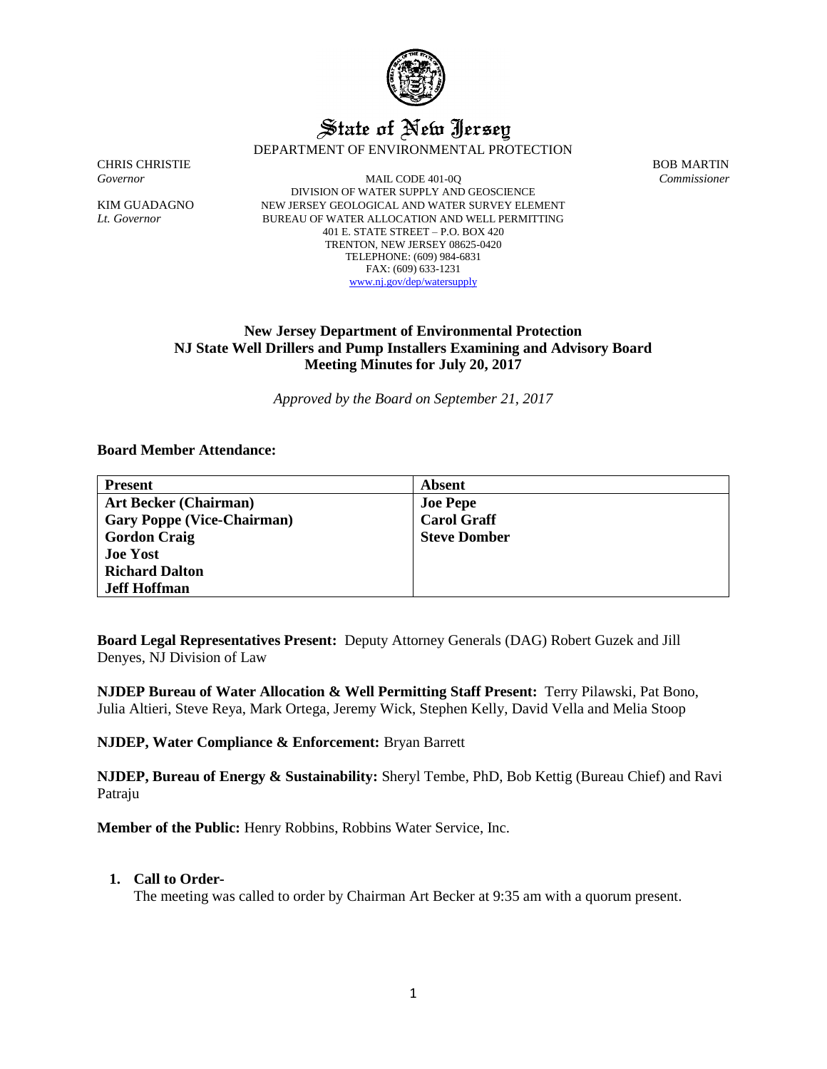# State of New Jersey

DEPARTMENT OF ENVIRONMENTAL PROTECTION

CHRIS CHRISTIE
*Governor*

KIM GUADAGNO
*Lt. Governor*

MAIL CODE 401-0Q
DIVISION OF WATER SUPPLY AND GEOSCIENCE
NEW JERSEY GEOLOGICAL AND WATER SURVEY ELEMENT
BUREAU OF WATER ALLOCATION AND WELL PERMITTING
401 E. STATE STREET – P.O. BOX 420
TRENTON, NEW JERSEY 08625-0420
TELEPHONE: (609) 984-6831
FAX: (609) 633-1231
www.nj.gov/dep/watersupply

BOB MARTIN
*Commissioner*

## New Jersey Department of Environmental Protection
## NJ State Well Drillers and Pump Installers Examining and Advisory Board
## Meeting Minutes for July 20, 2017

*Approved by the Board on September 21, 2017*

**Board Member Attendance:**

| Present | Absent |
|---|---|
| **Art Becker (Chairman)** | **Joe Pepe** |
| **Gary Poppe (Vice-Chairman)** | **Carol Graff** |
| **Gordon Craig** | **Steve Domber** |
| **Joe Yost** | |
| **Richard Dalton** | |
| **Jeff Hoffman** | |

**Board Legal Representatives Present:** Deputy Attorney Generals (DAG) Robert Guzek and Jill Denyes, NJ Division of Law

**NJDEP Bureau of Water Allocation & Well Permitting Staff Present:** Terry Pilawski, Pat Bono, Julia Altieri, Steve Reya, Mark Ortega, Jeremy Wick, Stephen Kelly, David Vella and Melia Stoop

**NJDEP, Water Compliance & Enforcement:** Bryan Barrett

**NJDEP, Bureau of Energy & Sustainability:** Sheryl Tembe, PhD, Bob Kettig (Bureau Chief) and Ravi Patraju

**Member of the Public:** Henry Robbins, Robbins Water Service, Inc.

1. **Call to Order-**
   The meeting was called to order by Chairman Art Becker at 9:35 am with a quorum present.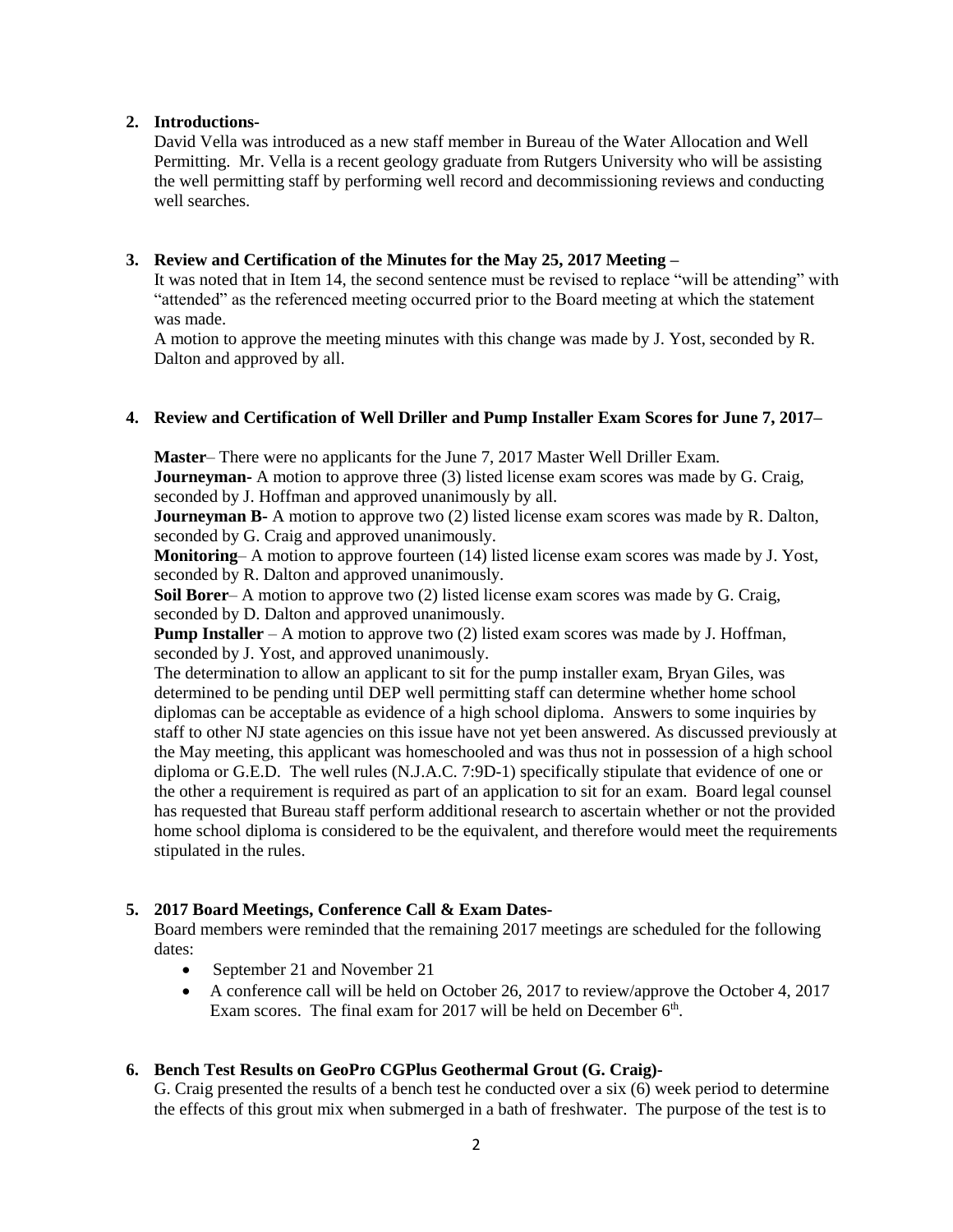**2. Introductions-**

David Vella was introduced as a new staff member in Bureau of the Water Allocation and Well Permitting. Mr. Vella is a recent geology graduate from Rutgers University who will be assisting the well permitting staff by performing well record and decommissioning reviews and conducting well searches.

**3. Review and Certification of the Minutes for the May 25, 2017 Meeting –**

It was noted that in Item 14, the second sentence must be revised to replace "will be attending" with "attended" as the referenced meeting occurred prior to the Board meeting at which the statement was made.

A motion to approve the meeting minutes with this change was made by J. Yost, seconded by R. Dalton and approved by all.

**4. Review and Certification of Well Driller and Pump Installer Exam Scores for June 7, 2017–**

**Master**– There were no applicants for the June 7, 2017 Master Well Driller Exam.

**Journeyman-** A motion to approve three (3) listed license exam scores was made by G. Craig, seconded by J. Hoffman and approved unanimously by all.

**Journeyman B-** A motion to approve two (2) listed license exam scores was made by R. Dalton, seconded by G. Craig and approved unanimously.

**Monitoring**– A motion to approve fourteen (14) listed license exam scores was made by J. Yost, seconded by R. Dalton and approved unanimously.

**Soil Borer**– A motion to approve two (2) listed license exam scores was made by G. Craig, seconded by D. Dalton and approved unanimously.

**Pump Installer** – A motion to approve two (2) listed exam scores was made by J. Hoffman, seconded by J. Yost, and approved unanimously.

The determination to allow an applicant to sit for the pump installer exam, Bryan Giles, was determined to be pending until DEP well permitting staff can determine whether home school diplomas can be acceptable as evidence of a high school diploma. Answers to some inquiries by staff to other NJ state agencies on this issue have not yet been answered. As discussed previously at the May meeting, this applicant was homeschooled and was thus not in possession of a high school diploma or G.E.D. The well rules (N.J.A.C. 7:9D-1) specifically stipulate that evidence of one or the other a requirement is required as part of an application to sit for an exam. Board legal counsel has requested that Bureau staff perform additional research to ascertain whether or not the provided home school diploma is considered to be the equivalent, and therefore would meet the requirements stipulated in the rules.

**5. 2017 Board Meetings, Conference Call & Exam Dates-**

Board members were reminded that the remaining 2017 meetings are scheduled for the following dates:

- September 21 and November 21
- A conference call will be held on October 26, 2017 to review/approve the October 4, 2017 Exam scores. The final exam for 2017 will be held on December 6th.

**6. Bench Test Results on GeoPro CGPlus Geothermal Grout (G. Craig)-**

G. Craig presented the results of a bench test he conducted over a six (6) week period to determine the effects of this grout mix when submerged in a bath of freshwater. The purpose of the test is to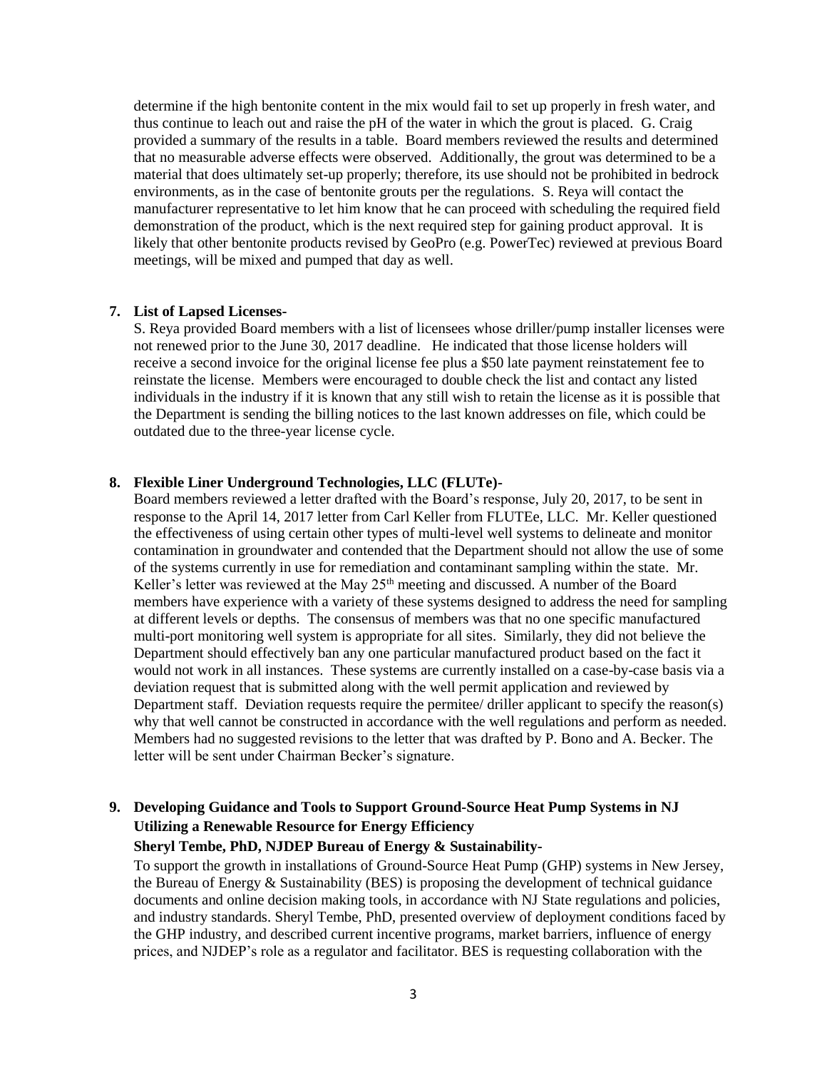determine if the high bentonite content in the mix would fail to set up properly in fresh water, and thus continue to leach out and raise the pH of the water in which the grout is placed. G. Craig provided a summary of the results in a table. Board members reviewed the results and determined that no measurable adverse effects were observed. Additionally, the grout was determined to be a material that does ultimately set-up properly; therefore, its use should not be prohibited in bedrock environments, as in the case of bentonite grouts per the regulations. S. Reya will contact the manufacturer representative to let him know that he can proceed with scheduling the required field demonstration of the product, which is the next required step for gaining product approval. It is likely that other bentonite products revised by GeoPro (e.g. PowerTec) reviewed at previous Board meetings, will be mixed and pumped that day as well.

**7. List of Lapsed Licenses-**

S. Reya provided Board members with a list of licensees whose driller/pump installer licenses were not renewed prior to the June 30, 2017 deadline. He indicated that those license holders will receive a second invoice for the original license fee plus a $50 late payment reinstatement fee to reinstate the license. Members were encouraged to double check the list and contact any listed individuals in the industry if it is known that any still wish to retain the license as it is possible that the Department is sending the billing notices to the last known addresses on file, which could be outdated due to the three-year license cycle.

**8. Flexible Liner Underground Technologies, LLC (FLUTe)-**

Board members reviewed a letter drafted with the Board's response, July 20, 2017, to be sent in response to the April 14, 2017 letter from Carl Keller from FLUTEe, LLC. Mr. Keller questioned the effectiveness of using certain other types of multi-level well systems to delineate and monitor contamination in groundwater and contended that the Department should not allow the use of some of the systems currently in use for remediation and contaminant sampling within the state. Mr. Keller's letter was reviewed at the May 25th meeting and discussed. A number of the Board members have experience with a variety of these systems designed to address the need for sampling at different levels or depths. The consensus of members was that no one specific manufactured multi-port monitoring well system is appropriate for all sites. Similarly, they did not believe the Department should effectively ban any one particular manufactured product based on the fact it would not work in all instances. These systems are currently installed on a case-by-case basis via a deviation request that is submitted along with the well permit application and reviewed by Department staff. Deviation requests require the permitee/ driller applicant to specify the reason(s) why that well cannot be constructed in accordance with the well regulations and perform as needed. Members had no suggested revisions to the letter that was drafted by P. Bono and A. Becker. The letter will be sent under Chairman Becker's signature.

**9. Developing Guidance and Tools to Support Ground-Source Heat Pump Systems in NJ Utilizing a Renewable Resource for Energy Efficiency**

**Sheryl Tembe, PhD, NJDEP Bureau of Energy & Sustainability-**

To support the growth in installations of Ground-Source Heat Pump (GHP) systems in New Jersey, the Bureau of Energy & Sustainability (BES) is proposing the development of technical guidance documents and online decision making tools, in accordance with NJ State regulations and policies, and industry standards. Sheryl Tembe, PhD, presented overview of deployment conditions faced by the GHP industry, and described current incentive programs, market barriers, influence of energy prices, and NJDEP's role as a regulator and facilitator. BES is requesting collaboration with the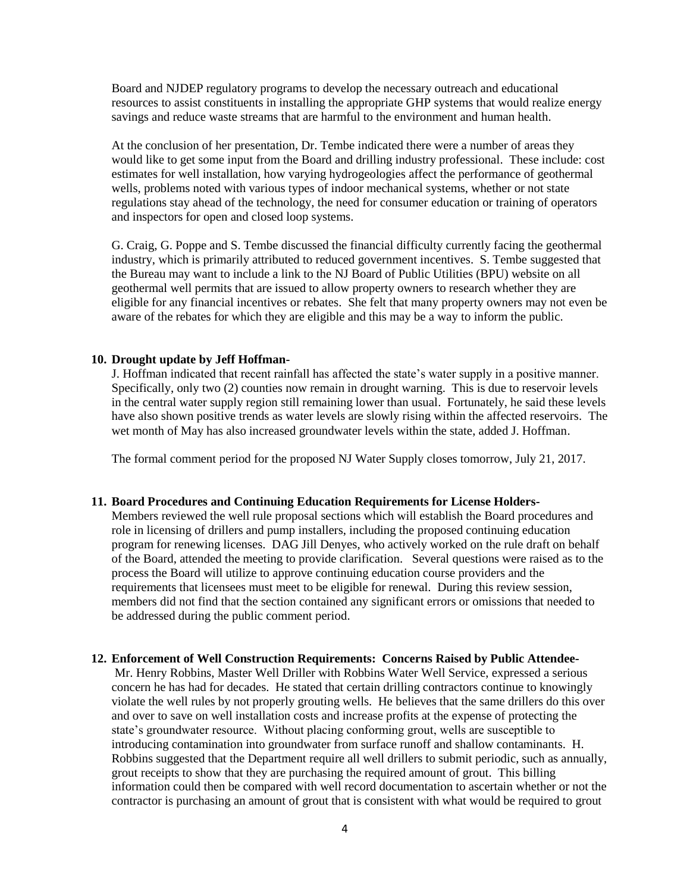Board and NJDEP regulatory programs to develop the necessary outreach and educational resources to assist constituents in installing the appropriate GHP systems that would realize energy savings and reduce waste streams that are harmful to the environment and human health.

At the conclusion of her presentation, Dr. Tembe indicated there were a number of areas they would like to get some input from the Board and drilling industry professional. These include: cost estimates for well installation, how varying hydrogeologies affect the performance of geothermal wells, problems noted with various types of indoor mechanical systems, whether or not state regulations stay ahead of the technology, the need for consumer education or training of operators and inspectors for open and closed loop systems.

G. Craig, G. Poppe and S. Tembe discussed the financial difficulty currently facing the geothermal industry, which is primarily attributed to reduced government incentives. S. Tembe suggested that the Bureau may want to include a link to the NJ Board of Public Utilities (BPU) website on all geothermal well permits that are issued to allow property owners to research whether they are eligible for any financial incentives or rebates. She felt that many property owners may not even be aware of the rebates for which they are eligible and this may be a way to inform the public.

**10. Drought update by Jeff Hoffman-**

J. Hoffman indicated that recent rainfall has affected the state's water supply in a positive manner. Specifically, only two (2) counties now remain in drought warning. This is due to reservoir levels in the central water supply region still remaining lower than usual. Fortunately, he said these levels have also shown positive trends as water levels are slowly rising within the affected reservoirs. The wet month of May has also increased groundwater levels within the state, added J. Hoffman.

The formal comment period for the proposed NJ Water Supply closes tomorrow, July 21, 2017.

**11. Board Procedures and Continuing Education Requirements for License Holders-**

Members reviewed the well rule proposal sections which will establish the Board procedures and role in licensing of drillers and pump installers, including the proposed continuing education program for renewing licenses. DAG Jill Denyes, who actively worked on the rule draft on behalf of the Board, attended the meeting to provide clarification. Several questions were raised as to the process the Board will utilize to approve continuing education course providers and the requirements that licensees must meet to be eligible for renewal. During this review session, members did not find that the section contained any significant errors or omissions that needed to be addressed during the public comment period.

**12. Enforcement of Well Construction Requirements: Concerns Raised by Public Attendee-**

Mr. Henry Robbins, Master Well Driller with Robbins Water Well Service, expressed a serious concern he has had for decades. He stated that certain drilling contractors continue to knowingly violate the well rules by not properly grouting wells. He believes that the same drillers do this over and over to save on well installation costs and increase profits at the expense of protecting the state's groundwater resource. Without placing conforming grout, wells are susceptible to introducing contamination into groundwater from surface runoff and shallow contaminants. H. Robbins suggested that the Department require all well drillers to submit periodic, such as annually, grout receipts to show that they are purchasing the required amount of grout. This billing information could then be compared with well record documentation to ascertain whether or not the contractor is purchasing an amount of grout that is consistent with what would be required to grout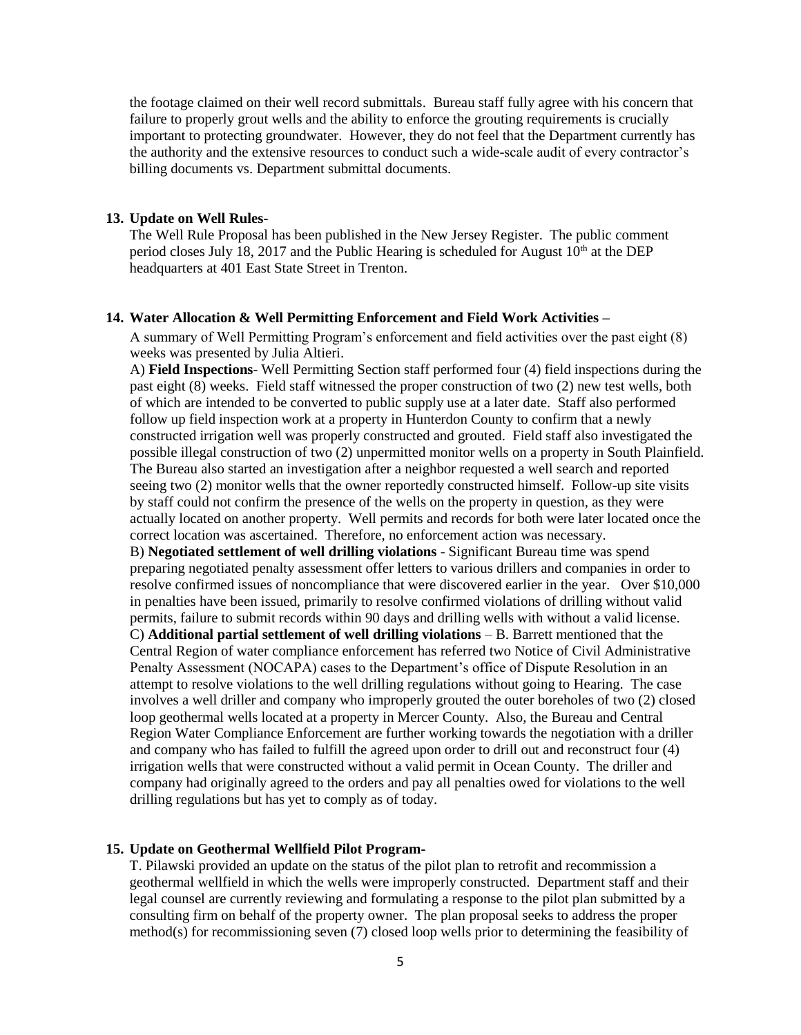the footage claimed on their well record submittals. Bureau staff fully agree with his concern that failure to properly grout wells and the ability to enforce the grouting requirements is crucially important to protecting groundwater. However, they do not feel that the Department currently has the authority and the extensive resources to conduct such a wide-scale audit of every contractor's billing documents vs. Department submittal documents.

**13. Update on Well Rules-**

The Well Rule Proposal has been published in the New Jersey Register. The public comment period closes July 18, 2017 and the Public Hearing is scheduled for August 10th at the DEP headquarters at 401 East State Street in Trenton.

**14. Water Allocation & Well Permitting Enforcement and Field Work Activities –**

A summary of Well Permitting Program's enforcement and field activities over the past eight (8) weeks was presented by Julia Altieri.

A) **Field Inspections**- Well Permitting Section staff performed four (4) field inspections during the past eight (8) weeks. Field staff witnessed the proper construction of two (2) new test wells, both of which are intended to be converted to public supply use at a later date. Staff also performed follow up field inspection work at a property in Hunterdon County to confirm that a newly constructed irrigation well was properly constructed and grouted. Field staff also investigated the possible illegal construction of two (2) unpermitted monitor wells on a property in South Plainfield. The Bureau also started an investigation after a neighbor requested a well search and reported seeing two (2) monitor wells that the owner reportedly constructed himself. Follow-up site visits by staff could not confirm the presence of the wells on the property in question, as they were actually located on another property. Well permits and records for both were later located once the correct location was ascertained. Therefore, no enforcement action was necessary.

B) **Negotiated settlement of well drilling violations** - Significant Bureau time was spend preparing negotiated penalty assessment offer letters to various drillers and companies in order to resolve confirmed issues of noncompliance that were discovered earlier in the year. Over $10,000 in penalties have been issued, primarily to resolve confirmed violations of drilling without valid permits, failure to submit records within 90 days and drilling wells with without a valid license.

C) **Additional partial settlement of well drilling violations** – B. Barrett mentioned that the Central Region of water compliance enforcement has referred two Notice of Civil Administrative Penalty Assessment (NOCAPA) cases to the Department's office of Dispute Resolution in an attempt to resolve violations to the well drilling regulations without going to Hearing. The case involves a well driller and company who improperly grouted the outer boreholes of two (2) closed loop geothermal wells located at a property in Mercer County. Also, the Bureau and Central Region Water Compliance Enforcement are further working towards the negotiation with a driller and company who has failed to fulfill the agreed upon order to drill out and reconstruct four (4) irrigation wells that were constructed without a valid permit in Ocean County. The driller and company had originally agreed to the orders and pay all penalties owed for violations to the well drilling regulations but has yet to comply as of today.

**15. Update on Geothermal Wellfield Pilot Program-**

T. Pilawski provided an update on the status of the pilot plan to retrofit and recommission a geothermal wellfield in which the wells were improperly constructed. Department staff and their legal counsel are currently reviewing and formulating a response to the pilot plan submitted by a consulting firm on behalf of the property owner. The plan proposal seeks to address the proper method(s) for recommissioning seven (7) closed loop wells prior to determining the feasibility of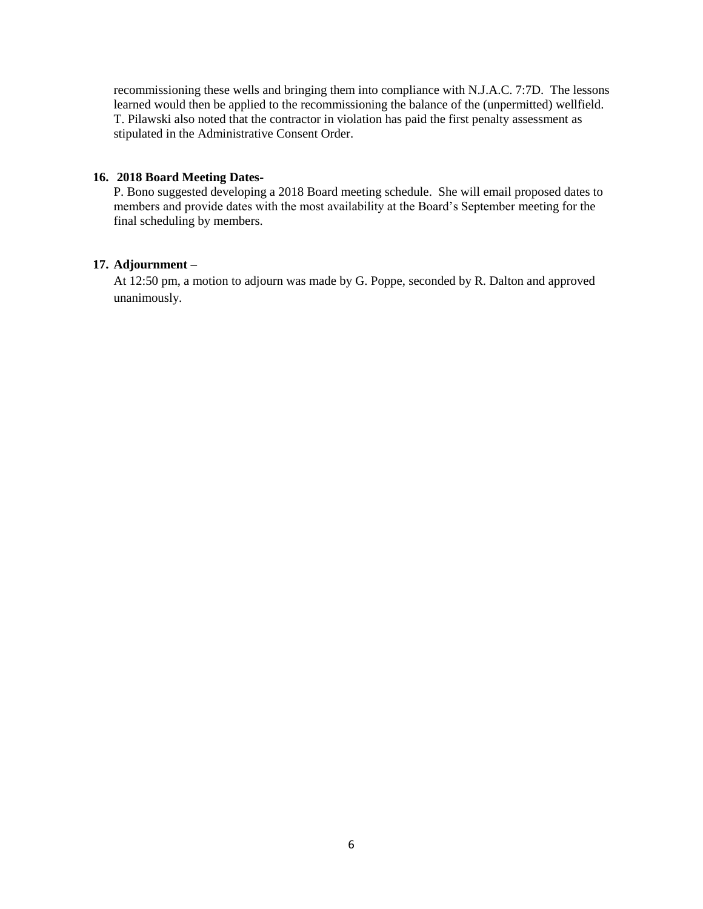recommissioning these wells and bringing them into compliance with N.J.A.C. 7:7D. The lessons learned would then be applied to the recommissioning the balance of the (unpermitted) wellfield. T. Pilawski also noted that the contractor in violation has paid the first penalty assessment as stipulated in the Administrative Consent Order.

**16. 2018 Board Meeting Dates-**

P. Bono suggested developing a 2018 Board meeting schedule. She will email proposed dates to members and provide dates with the most availability at the Board's September meeting for the final scheduling by members.

**17. Adjournment –**

At 12:50 pm, a motion to adjourn was made by G. Poppe, seconded by R. Dalton and approved unanimously.